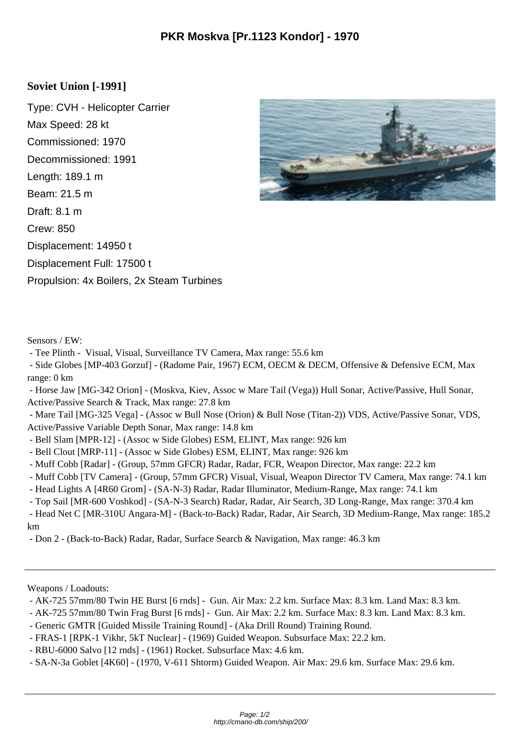# PKR Moskva [Pr.1123 Kondor] - 1970

## Soviet Union [-1991]

Type: CVH - Helicopter Carrier
Max Speed: 28 kt
Commissioned: 1970
Decommissioned: 1991
Length: 189.1 m
Beam: 21.5 m
Draft: 8.1 m
Crew: 850
Displacement: 14950 t
Displacement Full: 17500 t
Propulsion: 4x Boilers, 2x Steam Turbines

Sensors / EW:

- Tee Plinth - Visual, Visual, Surveillance TV Camera, Max range: 55.6 km
- Side Globes [MP-403 Gorzuf] - (Radome Pair, 1967) ECM, OECM & DECM, Offensive & Defensive ECM, Max range: 0 km
- Horse Jaw [MG-342 Orion] - (Moskva, Kiev, Assoc w Mare Tail (Vega)) Hull Sonar, Active/Passive, Hull Sonar, Active/Passive Search & Track, Max range: 27.8 km
- Mare Tail [MG-325 Vega] - (Assoc w Bull Nose (Orion) & Bull Nose (Titan-2)) VDS, Active/Passive Sonar, VDS, Active/Passive Variable Depth Sonar, Max range: 14.8 km
- Bell Slam [MPR-12] - (Assoc w Side Globes) ESM, ELINT, Max range: 926 km
- Bell Clout [MRP-11] - (Assoc w Side Globes) ESM, ELINT, Max range: 926 km
- Muff Cobb [Radar] - (Group, 57mm GFCR) Radar, Radar, FCR, Weapon Director, Max range: 22.2 km
- Muff Cobb [TV Camera] - (Group, 57mm GFCR) Visual, Visual, Weapon Director TV Camera, Max range: 74.1 km
- Head Lights A [4R60 Grom] - (SA-N-3) Radar, Radar Illuminator, Medium-Range, Max range: 74.1 km
- Top Sail [MR-600 Voshkod] - (SA-N-3 Search) Radar, Radar, Air Search, 3D Long-Range, Max range: 370.4 km
- Head Net C [MR-310U Angara-M] - (Back-to-Back) Radar, Radar, Air Search, 3D Medium-Range, Max range: 185.2 km
- Don 2 - (Back-to-Back) Radar, Radar, Surface Search & Navigation, Max range: 46.3 km

---

Weapons / Loadouts:

- AK-725 57mm/80 Twin HE Burst [6 rnds] - Gun. Air Max: 2.2 km. Surface Max: 8.3 km. Land Max: 8.3 km.
- AK-725 57mm/80 Twin Frag Burst [6 rnds] - Gun. Air Max: 2.2 km. Surface Max: 8.3 km. Land Max: 8.3 km.
- Generic GMTR [Guided Missile Training Round] - (Aka Drill Round) Training Round.
- FRAS-1 [RPK-1 Vikhr, 5kT Nuclear] - (1969) Guided Weapon. Subsurface Max: 22.2 km.
- RBU-6000 Salvo [12 rnds] - (1961) Rocket. Subsurface Max: 4.6 km.
- SA-N-3a Goblet [4K60] - (1970, V-611 Shtorm) Guided Weapon. Air Max: 29.6 km. Surface Max: 29.6 km.

---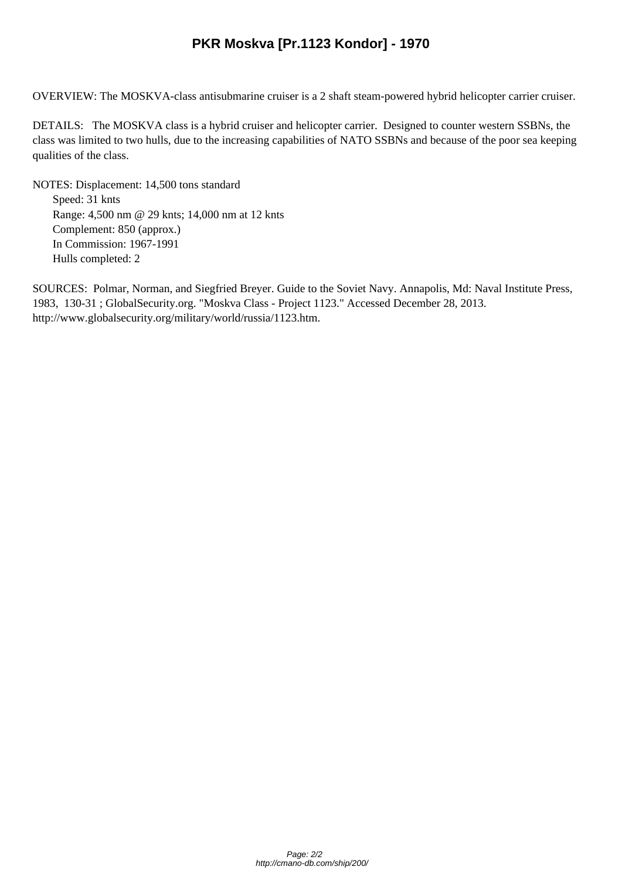# PKR Moskva [Pr.1123 Kondor] - 1970

OVERVIEW: The MOSKVA-class antisubmarine cruiser is a 2 shaft steam-powered hybrid helicopter carrier cruiser.

DETAILS: The MOSKVA class is a hybrid cruiser and helicopter carrier. Designed to counter western SSBNs, the class was limited to two hulls, due to the increasing capabilities of NATO SSBNs and because of the poor sea keeping qualities of the class.

NOTES: Displacement: 14,500 tons standard
Speed: 31 knts
Range: 4,500 nm @ 29 knts; 14,000 nm at 12 knts
Complement: 850 (approx.)
In Commission: 1967-1991
Hulls completed: 2

SOURCES: Polmar, Norman, and Siegfried Breyer. Guide to the Soviet Navy. Annapolis, Md: Naval Institute Press, 1983, 130-31 ; GlobalSecurity.org. "Moskva Class - Project 1123." Accessed December 28, 2013. http://www.globalsecurity.org/military/world/russia/1123.htm.